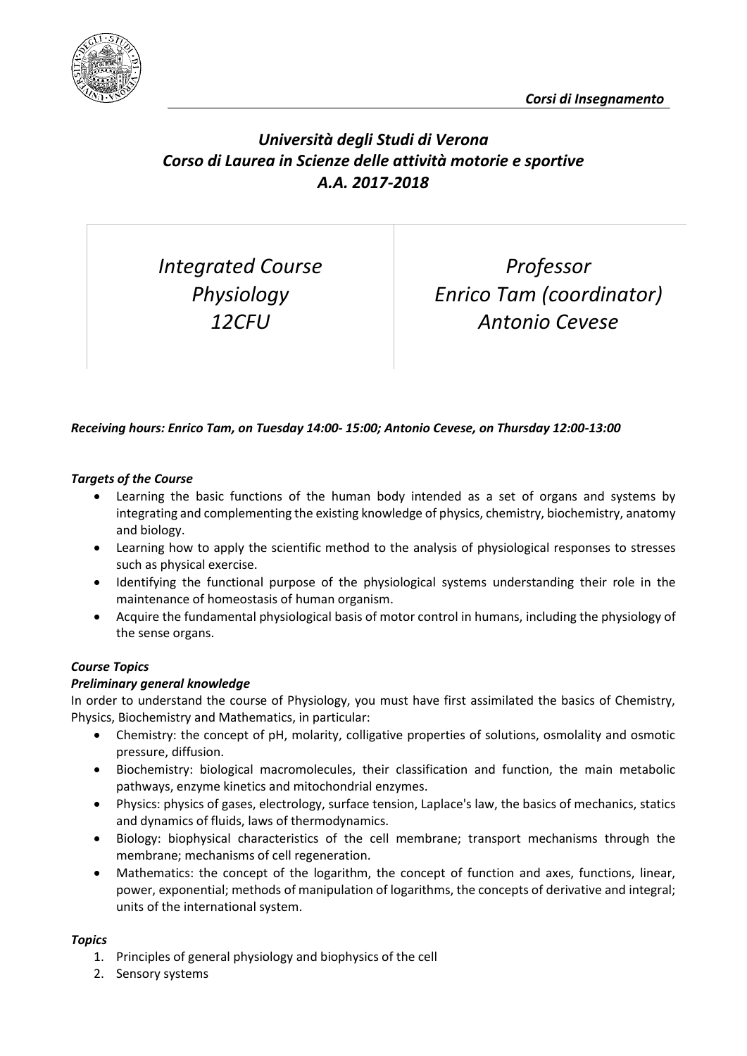*Corsi di Insegnamento*

# *Università degli Studi di Verona*
# *Corso di Laurea in Scienze delle attività motorie e sportive*
# *A.A. 2017-2018*

| *Integrated Course Physiology 12CFU* | *Professor Enrico Tam (coordinator) Antonio Cevese* |
|---|---|

***Receiving hours: Enrico Tam, on Tuesday 14:00- 15:00; Antonio Cevese, on Thursday 12:00-13:00***

***Targets of the Course***

- Learning the basic functions of the human body intended as a set of organs and systems by integrating and complementing the existing knowledge of physics, chemistry, biochemistry, anatomy and biology.
- Learning how to apply the scientific method to the analysis of physiological responses to stresses such as physical exercise.
- Identifying the functional purpose of the physiological systems understanding their role in the maintenance of homeostasis of human organism.
- Acquire the fundamental physiological basis of motor control in humans, including the physiology of the sense organs.

***Course Topics***

***Preliminary general knowledge***

In order to understand the course of Physiology, you must have first assimilated the basics of Chemistry, Physics, Biochemistry and Mathematics, in particular:

- Chemistry: the concept of pH, molarity, colligative properties of solutions, osmolality and osmotic pressure, diffusion.
- Biochemistry: biological macromolecules, their classification and function, the main metabolic pathways, enzyme kinetics and mitochondrial enzymes.
- Physics: physics of gases, electrology, surface tension, Laplace's law, the basics of mechanics, statics and dynamics of fluids, laws of thermodynamics.
- Biology: biophysical characteristics of the cell membrane; transport mechanisms through the membrane; mechanisms of cell regeneration.
- Mathematics: the concept of the logarithm, the concept of function and axes, functions, linear, power, exponential; methods of manipulation of logarithms, the concepts of derivative and integral; units of the international system.

***Topics***

1. Principles of general physiology and biophysics of the cell
2. Sensory systems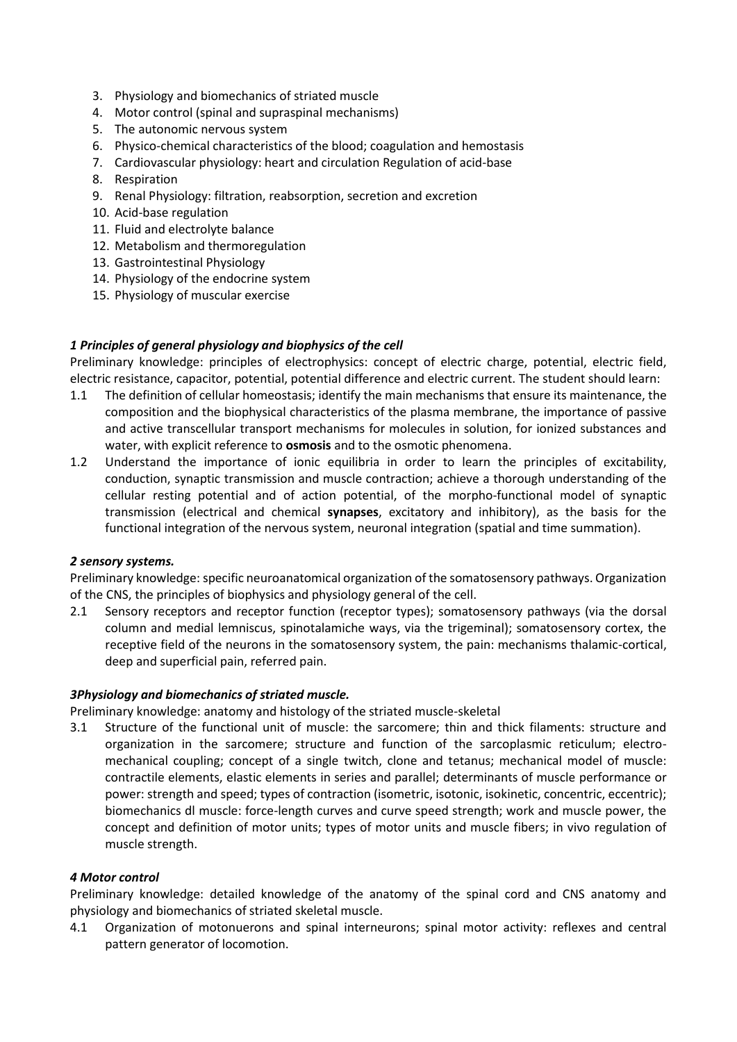3. Physiology and biomechanics of striated muscle
4. Motor control (spinal and supraspinal mechanisms)
5. The autonomic nervous system
6. Physico-chemical characteristics of the blood; coagulation and hemostasis
7. Cardiovascular physiology: heart and circulation Regulation of acid-base
8. Respiration
9. Renal Physiology: filtration, reabsorption, secretion and excretion
10. Acid-base regulation
11. Fluid and electrolyte balance
12. Metabolism and thermoregulation
13. Gastrointestinal Physiology
14. Physiology of the endocrine system
15. Physiology of muscular exercise

### *1 Principles of general physiology and biophysics of the cell*

Preliminary knowledge: principles of electrophysics: concept of electric charge, potential, electric field, electric resistance, capacitor, potential, potential difference and electric current. The student should learn:

1.1 The definition of cellular homeostasis; identify the main mechanisms that ensure its maintenance, the composition and the biophysical characteristics of the plasma membrane, the importance of passive and active transcellular transport mechanisms for molecules in solution, for ionized substances and water, with explicit reference to **osmosis** and to the osmotic phenomena.

1.2 Understand the importance of ionic equilibria in order to learn the principles of excitability, conduction, synaptic transmission and muscle contraction; achieve a thorough understanding of the cellular resting potential and of action potential, of the morpho-functional model of synaptic transmission (electrical and chemical **synapses**, excitatory and inhibitory), as the basis for the functional integration of the nervous system, neuronal integration (spatial and time summation).

### *2 sensory systems.*

Preliminary knowledge: specific neuroanatomical organization of the somatosensory pathways. Organization of the CNS, the principles of biophysics and physiology general of the cell.

2.1 Sensory receptors and receptor function (receptor types); somatosensory pathways (via the dorsal column and medial lemniscus, spinotalamiche ways, via the trigeminal); somatosensory cortex, the receptive field of the neurons in the somatosensory system, the pain: mechanisms thalamic-cortical, deep and superficial pain, referred pain.

### *3Physiology and biomechanics of striated muscle.*

Preliminary knowledge: anatomy and histology of the striated muscle-skeletal

3.1 Structure of the functional unit of muscle: the sarcomere; thin and thick filaments: structure and organization in the sarcomere; structure and function of the sarcoplasmic reticulum; electro-mechanical coupling; concept of a single twitch, clone and tetanus; mechanical model of muscle: contractile elements, elastic elements in series and parallel; determinants of muscle performance or power: strength and speed; types of contraction (isometric, isotonic, isokinetic, concentric, eccentric); biomechanics dl muscle: force-length curves and curve speed strength; work and muscle power, the concept and definition of motor units; types of motor units and muscle fibers; in vivo regulation of muscle strength.

### *4 Motor control*

Preliminary knowledge: detailed knowledge of the anatomy of the spinal cord and CNS anatomy and physiology and biomechanics of striated skeletal muscle.

4.1 Organization of motonuerons and spinal interneurons; spinal motor activity: reflexes and central pattern generator of locomotion.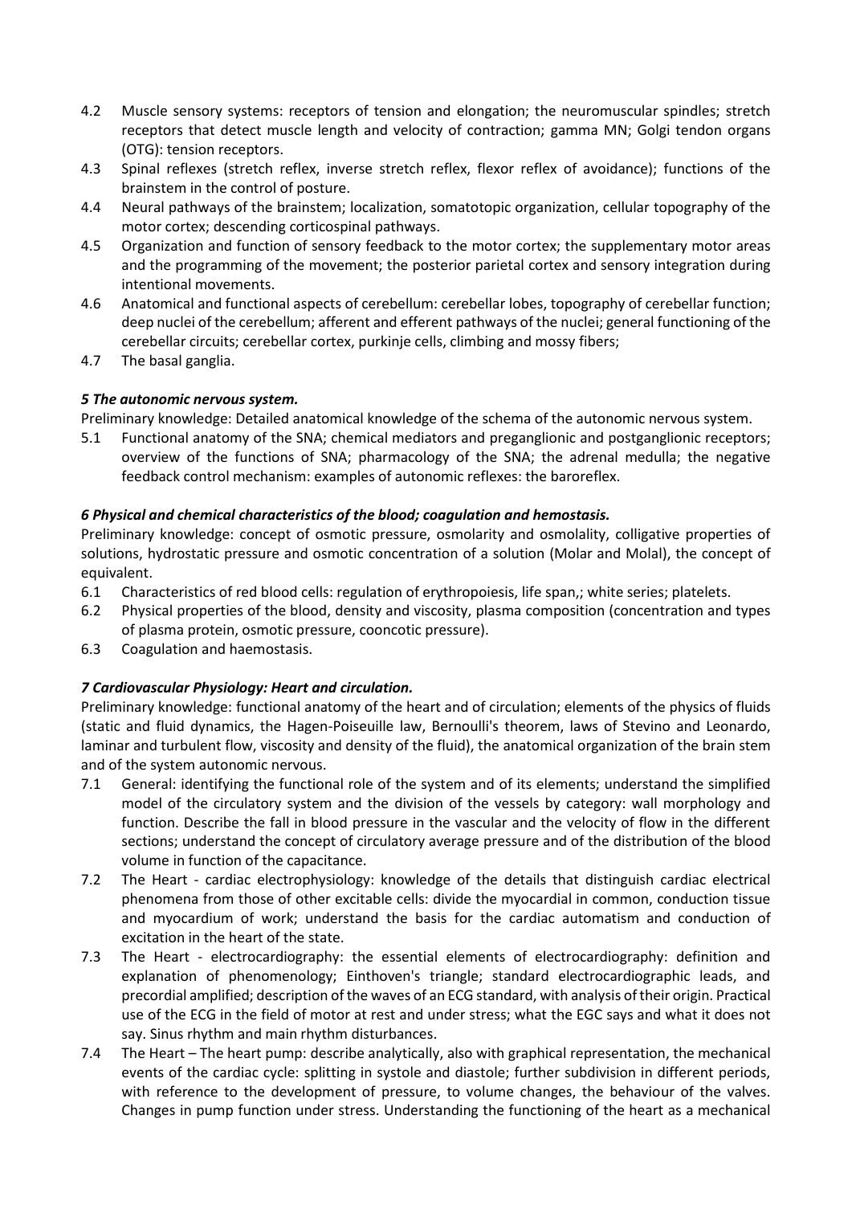4.2 Muscle sensory systems: receptors of tension and elongation; the neuromuscular spindles; stretch receptors that detect muscle length and velocity of contraction; gamma MN; Golgi tendon organs (OTG): tension receptors.
4.3 Spinal reflexes (stretch reflex, inverse stretch reflex, flexor reflex of avoidance); functions of the brainstem in the control of posture.
4.4 Neural pathways of the brainstem; localization, somatotopic organization, cellular topography of the motor cortex; descending corticospinal pathways.
4.5 Organization and function of sensory feedback to the motor cortex; the supplementary motor areas and the programming of the movement; the posterior parietal cortex and sensory integration during intentional movements.
4.6 Anatomical and functional aspects of cerebellum: cerebellar lobes, topography of cerebellar function; deep nuclei of the cerebellum; afferent and efferent pathways of the nuclei; general functioning of the cerebellar circuits; cerebellar cortex, purkinje cells, climbing and mossy fibers;
4.7 The basal ganglia.

***5 The autonomic nervous system.***

Preliminary knowledge: Detailed anatomical knowledge of the schema of the autonomic nervous system.

5.1 Functional anatomy of the SNA; chemical mediators and preganglionic and postganglionic receptors; overview of the functions of SNA; pharmacology of the SNA; the adrenal medulla; the negative feedback control mechanism: examples of autonomic reflexes: the baroreflex.

***6 Physical and chemical characteristics of the blood; coagulation and hemostasis.***

Preliminary knowledge: concept of osmotic pressure, osmolarity and osmolality, colligative properties of solutions, hydrostatic pressure and osmotic concentration of a solution (Molar and Molal), the concept of equivalent.

6.1 Characteristics of red blood cells: regulation of erythropoiesis, life span,; white series; platelets.
6.2 Physical properties of the blood, density and viscosity, plasma composition (concentration and types of plasma protein, osmotic pressure, cooncotic pressure).
6.3 Coagulation and haemostasis.

***7 Cardiovascular Physiology: Heart and circulation.***

Preliminary knowledge: functional anatomy of the heart and of circulation; elements of the physics of fluids (static and fluid dynamics, the Hagen-Poiseuille law, Bernoulli's theorem, laws of Stevino and Leonardo, laminar and turbulent flow, viscosity and density of the fluid), the anatomical organization of the brain stem and of the system autonomic nervous.

7.1 General: identifying the functional role of the system and of its elements; understand the simplified model of the circulatory system and the division of the vessels by category: wall morphology and function. Describe the fall in blood pressure in the vascular and the velocity of flow in the different sections; understand the concept of circulatory average pressure and of the distribution of the blood volume in function of the capacitance.
7.2 The Heart - cardiac electrophysiology: knowledge of the details that distinguish cardiac electrical phenomena from those of other excitable cells: divide the myocardial in common, conduction tissue and myocardium of work; understand the basis for the cardiac automatism and conduction of excitation in the heart of the state.
7.3 The Heart - electrocardiography: the essential elements of electrocardiography: definition and explanation of phenomenology; Einthoven's triangle; standard electrocardiographic leads, and precordial amplified; description of the waves of an ECG standard, with analysis of their origin. Practical use of the ECG in the field of motor at rest and under stress; what the EGC says and what it does not say. Sinus rhythm and main rhythm disturbances.
7.4 The Heart – The heart pump: describe analytically, also with graphical representation, the mechanical events of the cardiac cycle: splitting in systole and diastole; further subdivision in different periods, with reference to the development of pressure, to volume changes, the behaviour of the valves. Changes in pump function under stress. Understanding the functioning of the heart as a mechanical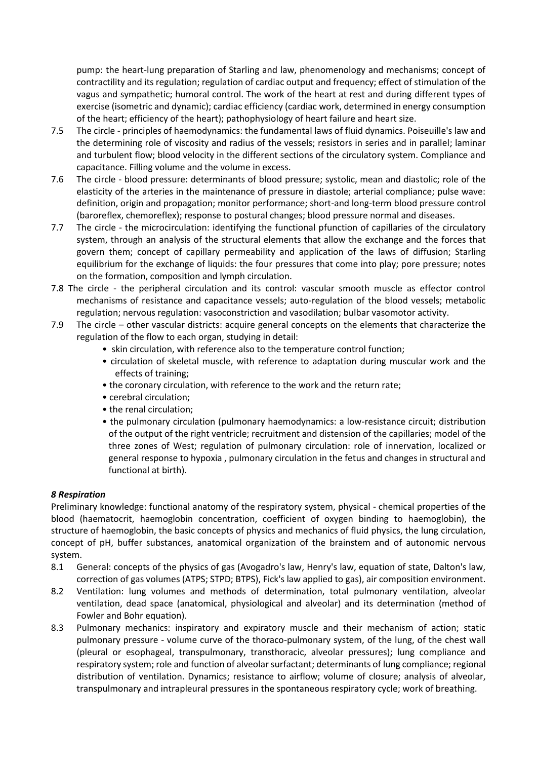pump: the heart-lung preparation of Starling and law, phenomenology and mechanisms; concept of contractility and its regulation; regulation of cardiac output and frequency; effect of stimulation of the vagus and sympathetic; humoral control. The work of the heart at rest and during different types of exercise (isometric and dynamic); cardiac efficiency (cardiac work, determined in energy consumption of the heart; efficiency of the heart); pathophysiology of heart failure and heart size.

7.5 The circle - principles of haemodynamics: the fundamental laws of fluid dynamics. Poiseuille's law and the determining role of viscosity and radius of the vessels; resistors in series and in parallel; laminar and turbulent flow; blood velocity in the different sections of the circulatory system. Compliance and capacitance. Filling volume and the volume in excess.

7.6 The circle - blood pressure: determinants of blood pressure; systolic, mean and diastolic; role of the elasticity of the arteries in the maintenance of pressure in diastole; arterial compliance; pulse wave: definition, origin and propagation; monitor performance; short-and long-term blood pressure control (baroreflex, chemoreflex); response to postural changes; blood pressure normal and diseases.

7.7 The circle - the microcirculation: identifying the functional pfunction of capillaries of the circulatory system, through an analysis of the structural elements that allow the exchange and the forces that govern them; concept of capillary permeability and application of the laws of diffusion; Starling equilibrium for the exchange of liquids: the four pressures that come into play; pore pressure; notes on the formation, composition and lymph circulation.

7.8 The circle - the peripheral circulation and its control: vascular smooth muscle as effector control mechanisms of resistance and capacitance vessels; auto-regulation of the blood vessels; metabolic regulation; nervous regulation: vasoconstriction and vasodilation; bulbar vasomotor activity.

7.9 The circle – other vascular districts: acquire general concepts on the elements that characterize the regulation of the flow to each organ, studying in detail:
- skin circulation, with reference also to the temperature control function;
- circulation of skeletal muscle, with reference to adaptation during muscular work and the effects of training;
- the coronary circulation, with reference to the work and the return rate;
- cerebral circulation;
- the renal circulation;
- the pulmonary circulation (pulmonary haemodynamics: a low-resistance circuit; distribution of the output of the right ventricle; recruitment and distension of the capillaries; model of the three zones of West; regulation of pulmonary circulation: role of innervation, localized or general response to hypoxia , pulmonary circulation in the fetus and changes in structural and functional at birth).

### *8 Respiration*

Preliminary knowledge: functional anatomy of the respiratory system, physical - chemical properties of the blood (haematocrit, haemoglobin concentration, coefficient of oxygen binding to haemoglobin), the structure of haemoglobin, the basic concepts of physics and mechanics of fluid physics, the lung circulation, concept of pH, buffer substances, anatomical organization of the brainstem and of autonomic nervous system.

8.1 General: concepts of the physics of gas (Avogadro's law, Henry's law, equation of state, Dalton's law, correction of gas volumes (ATPS; STPD; BTPS), Fick's law applied to gas), air composition environment.

8.2 Ventilation: lung volumes and methods of determination, total pulmonary ventilation, alveolar ventilation, dead space (anatomical, physiological and alveolar) and its determination (method of Fowler and Bohr equation).

8.3 Pulmonary mechanics: inspiratory and expiratory muscle and their mechanism of action; static pulmonary pressure - volume curve of the thoraco-pulmonary system, of the lung, of the chest wall (pleural or esophageal, transpulmonary, transthoracic, alveolar pressures); lung compliance and respiratory system; role and function of alveolar surfactant; determinants of lung compliance; regional distribution of ventilation. Dynamics; resistance to airflow; volume of closure; analysis of alveolar, transpulmonary and intrapleural pressures in the spontaneous respiratory cycle; work of breathing.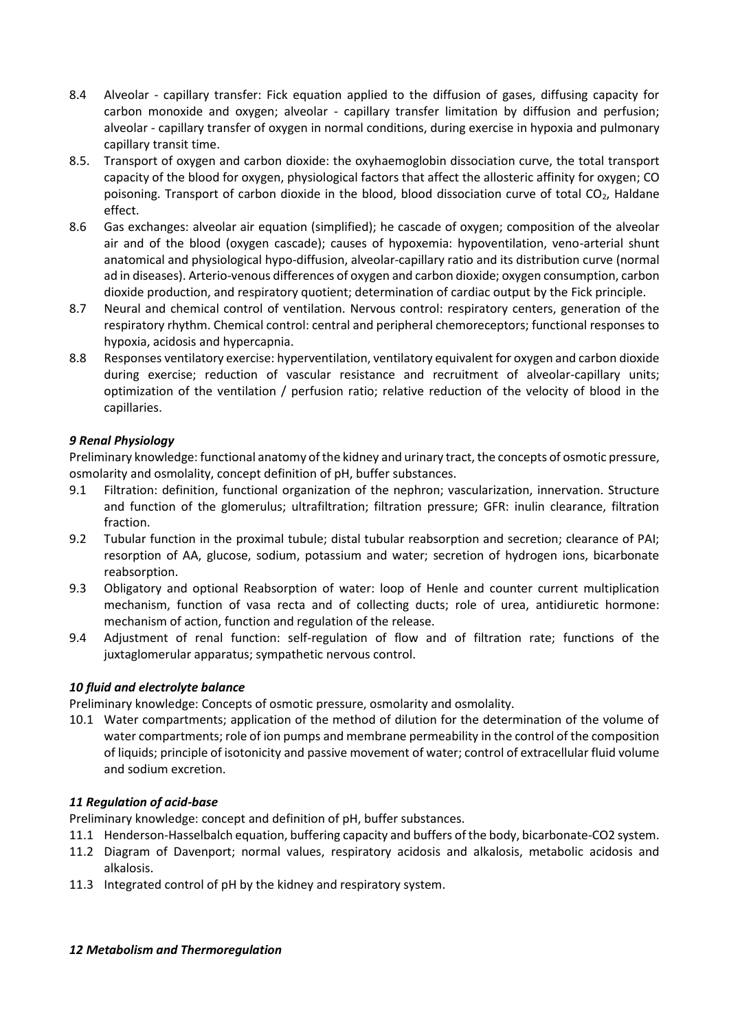8.4 Alveolar - capillary transfer: Fick equation applied to the diffusion of gases, diffusing capacity for carbon monoxide and oxygen; alveolar - capillary transfer limitation by diffusion and perfusion; alveolar - capillary transfer of oxygen in normal conditions, during exercise in hypoxia and pulmonary capillary transit time.

8.5. Transport of oxygen and carbon dioxide: the oxyhaemoglobin dissociation curve, the total transport capacity of the blood for oxygen, physiological factors that affect the allosteric affinity for oxygen; CO poisoning. Transport of carbon dioxide in the blood, blood dissociation curve of total $CO_2$, Haldane effect.

8.6 Gas exchanges: alveolar air equation (simplified); he cascade of oxygen; composition of the alveolar air and of the blood (oxygen cascade); causes of hypoxemia: hypoventilation, veno-arterial shunt anatomical and physiological hypo-diffusion, alveolar-capillary ratio and its distribution curve (normal ad in diseases). Arterio-venous differences of oxygen and carbon dioxide; oxygen consumption, carbon dioxide production, and respiratory quotient; determination of cardiac output by the Fick principle.

8.7 Neural and chemical control of ventilation. Nervous control: respiratory centers, generation of the respiratory rhythm. Chemical control: central and peripheral chemoreceptors; functional responses to hypoxia, acidosis and hypercapnia.

8.8 Responses ventilatory exercise: hyperventilation, ventilatory equivalent for oxygen and carbon dioxide during exercise; reduction of vascular resistance and recruitment of alveolar-capillary units; optimization of the ventilation / perfusion ratio; relative reduction of the velocity of blood in the capillaries.

### *9 Renal Physiology*

Preliminary knowledge: functional anatomy of the kidney and urinary tract, the concepts of osmotic pressure, osmolarity and osmolality, concept definition of pH, buffer substances.

9.1 Filtration: definition, functional organization of the nephron; vascularization, innervation. Structure and function of the glomerulus; ultrafiltration; filtration pressure; GFR: inulin clearance, filtration fraction.

9.2 Tubular function in the proximal tubule; distal tubular reabsorption and secretion; clearance of PAI; resorption of AA, glucose, sodium, potassium and water; secretion of hydrogen ions, bicarbonate reabsorption.

9.3 Obligatory and optional Reabsorption of water: loop of Henle and counter current multiplication mechanism, function of vasa recta and of collecting ducts; role of urea, antidiuretic hormone: mechanism of action, function and regulation of the release.

9.4 Adjustment of renal function: self-regulation of flow and of filtration rate; functions of the juxtaglomerular apparatus; sympathetic nervous control.

### *10 fluid and electrolyte balance*

Preliminary knowledge: Concepts of osmotic pressure, osmolarity and osmolality.

10.1 Water compartments; application of the method of dilution for the determination of the volume of water compartments; role of ion pumps and membrane permeability in the control of the composition of liquids; principle of isotonicity and passive movement of water; control of extracellular fluid volume and sodium excretion.

### *11 Regulation of acid-base*

Preliminary knowledge: concept and definition of pH, buffer substances.

11.1 Henderson-Hasselbalch equation, buffering capacity and buffers of the body, bicarbonate-CO2 system.

11.2 Diagram of Davenport; normal values, respiratory acidosis and alkalosis, metabolic acidosis and alkalosis.

11.3 Integrated control of pH by the kidney and respiratory system.

### *12 Metabolism and Thermoregulation*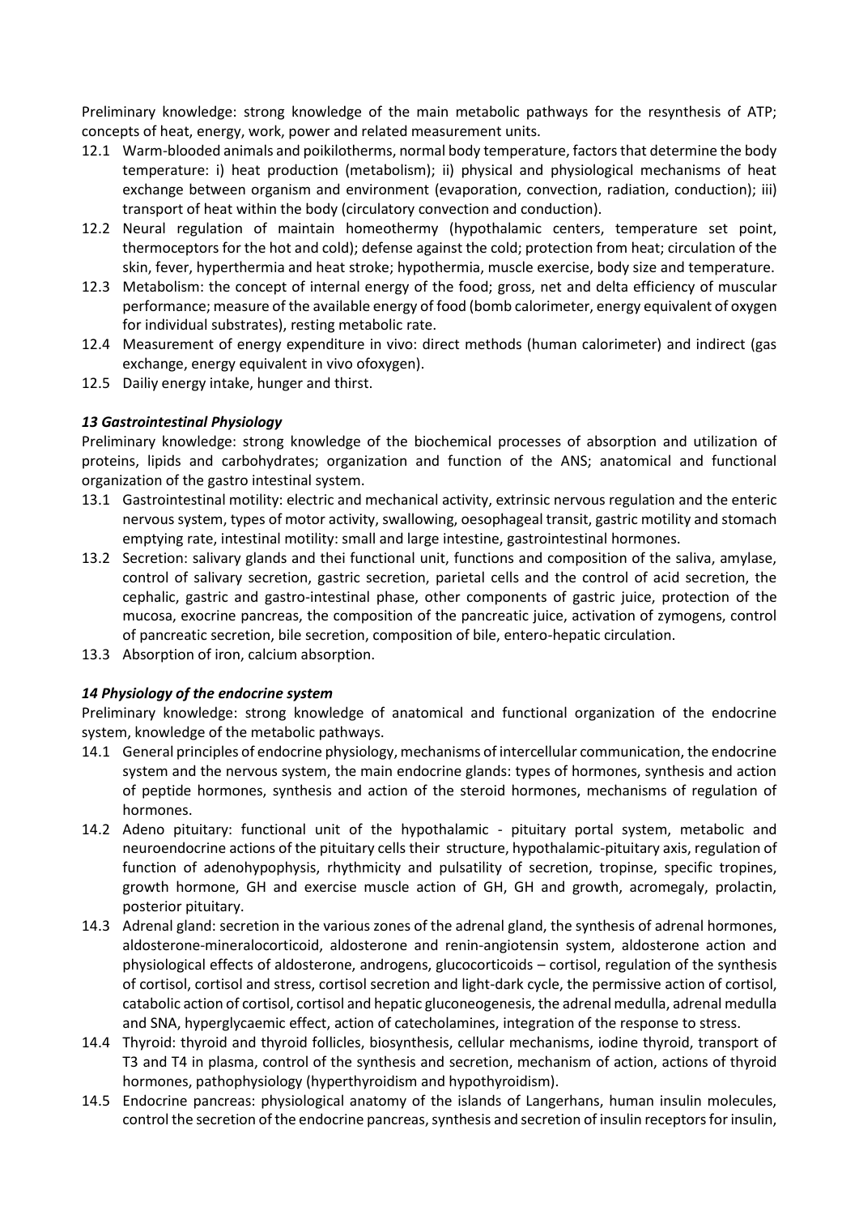Preliminary knowledge: strong knowledge of the main metabolic pathways for the resynthesis of ATP; concepts of heat, energy, work, power and related measurement units.

- 12.1 Warm-blooded animals and poikilotherms, normal body temperature, factors that determine the body temperature: i) heat production (metabolism); ii) physical and physiological mechanisms of heat exchange between organism and environment (evaporation, convection, radiation, conduction); iii) transport of heat within the body (circulatory convection and conduction).
- 12.2 Neural regulation of maintain homeothermy (hypothalamic centers, temperature set point, thermoceptors for the hot and cold); defense against the cold; protection from heat; circulation of the skin, fever, hyperthermia and heat stroke; hypothermia, muscle exercise, body size and temperature.
- 12.3 Metabolism: the concept of internal energy of the food; gross, net and delta efficiency of muscular performance; measure of the available energy of food (bomb calorimeter, energy equivalent of oxygen for individual substrates), resting metabolic rate.
- 12.4 Measurement of energy expenditure in vivo: direct methods (human calorimeter) and indirect (gas exchange, energy equivalent in vivo ofoxygen).
- 12.5 Dailiy energy intake, hunger and thirst.

### *13 Gastrointestinal Physiology*

Preliminary knowledge: strong knowledge of the biochemical processes of absorption and utilization of proteins, lipids and carbohydrates; organization and function of the ANS; anatomical and functional organization of the gastro intestinal system.

- 13.1 Gastrointestinal motility: electric and mechanical activity, extrinsic nervous regulation and the enteric nervous system, types of motor activity, swallowing, oesophageal transit, gastric motility and stomach emptying rate, intestinal motility: small and large intestine, gastrointestinal hormones.
- 13.2 Secretion: salivary glands and thei functional unit, functions and composition of the saliva, amylase, control of salivary secretion, gastric secretion, parietal cells and the control of acid secretion, the cephalic, gastric and gastro-intestinal phase, other components of gastric juice, protection of the mucosa, exocrine pancreas, the composition of the pancreatic juice, activation of zymogens, control of pancreatic secretion, bile secretion, composition of bile, entero-hepatic circulation.
- 13.3 Absorption of iron, calcium absorption.

### *14 Physiology of the endocrine system*

Preliminary knowledge: strong knowledge of anatomical and functional organization of the endocrine system, knowledge of the metabolic pathways.

- 14.1 General principles of endocrine physiology, mechanisms of intercellular communication, the endocrine system and the nervous system, the main endocrine glands: types of hormones, synthesis and action of peptide hormones, synthesis and action of the steroid hormones, mechanisms of regulation of hormones.
- 14.2 Adeno pituitary: functional unit of the hypothalamic - pituitary portal system, metabolic and neuroendocrine actions of the pituitary cells their structure, hypothalamic-pituitary axis, regulation of function of adenohypophysis, rhythmicity and pulsatility of secretion, tropinse, specific tropines, growth hormone, GH and exercise muscle action of GH, GH and growth, acromegaly, prolactin, posterior pituitary.
- 14.3 Adrenal gland: secretion in the various zones of the adrenal gland, the synthesis of adrenal hormones, aldosterone-mineralocorticoid, aldosterone and renin-angiotensin system, aldosterone action and physiological effects of aldosterone, androgens, glucocorticoids – cortisol, regulation of the synthesis of cortisol, cortisol and stress, cortisol secretion and light-dark cycle, the permissive action of cortisol, catabolic action of cortisol, cortisol and hepatic gluconeogenesis, the adrenal medulla, adrenal medulla and SNA, hyperglycaemic effect, action of catecholamines, integration of the response to stress.
- 14.4 Thyroid: thyroid and thyroid follicles, biosynthesis, cellular mechanisms, iodine thyroid, transport of T3 and T4 in plasma, control of the synthesis and secretion, mechanism of action, actions of thyroid hormones, pathophysiology (hyperthyroidism and hypothyroidism).
- 14.5 Endocrine pancreas: physiological anatomy of the islands of Langerhans, human insulin molecules, control the secretion of the endocrine pancreas, synthesis and secretion of insulin receptors for insulin,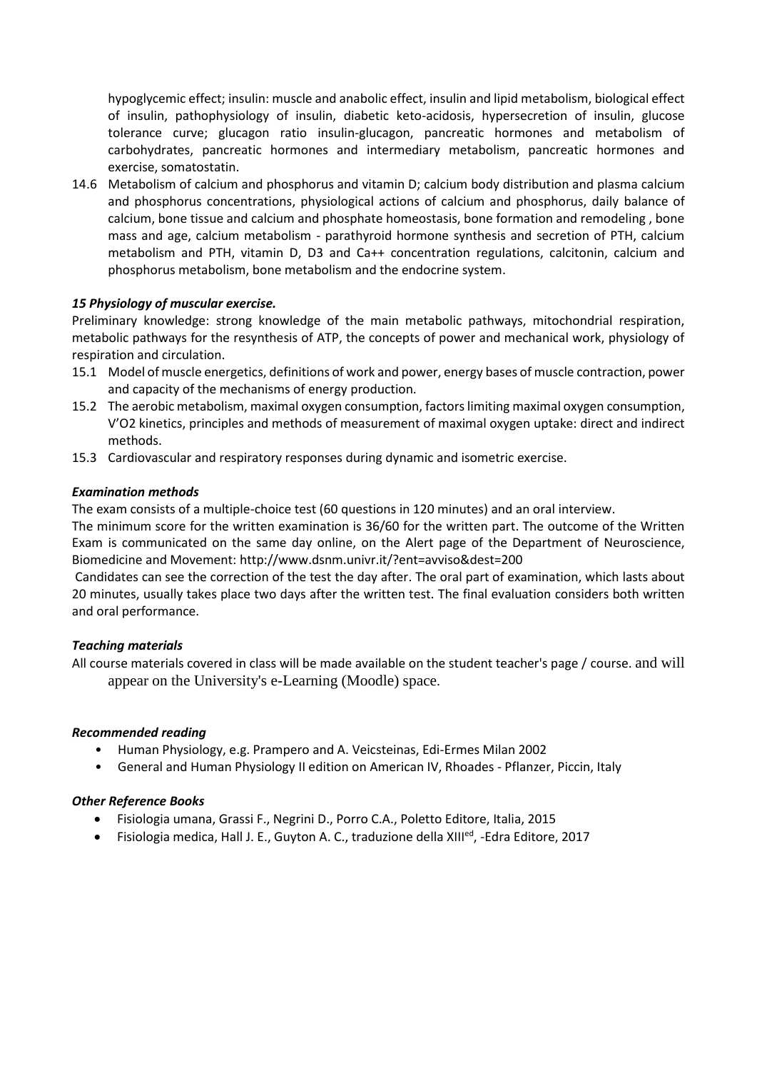hypoglycemic effect; insulin: muscle and anabolic effect, insulin and lipid metabolism, biological effect of insulin, pathophysiology of insulin, diabetic keto-acidosis, hypersecretion of insulin, glucose tolerance curve; glucagon ratio insulin-glucagon, pancreatic hormones and metabolism of carbohydrates, pancreatic hormones and intermediary metabolism, pancreatic hormones and exercise, somatostatin.

14.6 Metabolism of calcium and phosphorus and vitamin D; calcium body distribution and plasma calcium and phosphorus concentrations, physiological actions of calcium and phosphorus, daily balance of calcium, bone tissue and calcium and phosphate homeostasis, bone formation and remodeling , bone mass and age, calcium metabolism - parathyroid hormone synthesis and secretion of PTH, calcium metabolism and PTH, vitamin D, D3 and Ca++ concentration regulations, calcitonin, calcium and phosphorus metabolism, bone metabolism and the endocrine system.

***15 Physiology of muscular exercise.***

Preliminary knowledge: strong knowledge of the main metabolic pathways, mitochondrial respiration, metabolic pathways for the resynthesis of ATP, the concepts of power and mechanical work, physiology of respiration and circulation.

15.1 Model of muscle energetics, definitions of work and power, energy bases of muscle contraction, power and capacity of the mechanisms of energy production.

15.2 The aerobic metabolism, maximal oxygen consumption, factors limiting maximal oxygen consumption, V'O2 kinetics, principles and methods of measurement of maximal oxygen uptake: direct and indirect methods.

15.3 Cardiovascular and respiratory responses during dynamic and isometric exercise.

***Examination methods***

The exam consists of a multiple-choice test (60 questions in 120 minutes) and an oral interview.

The minimum score for the written examination is 36/60 for the written part. The outcome of the Written Exam is communicated on the same day online, on the Alert page of the Department of Neuroscience, Biomedicine and Movement: http://www.dsnm.univr.it/?ent=avviso&dest=200

Candidates can see the correction of the test the day after. The oral part of examination, which lasts about 20 minutes, usually takes place two days after the written test. The final evaluation considers both written and oral performance.

***Teaching materials***

All course materials covered in class will be made available on the student teacher's page / course. and will appear on the University's e-Learning (Moodle) space.

***Recommended reading***

- Human Physiology, e.g. Prampero and A. Veicsteinas, Edi-Ermes Milan 2002
- General and Human Physiology II edition on American IV, Rhoades - Pflanzer, Piccin, Italy

***Other Reference Books***

- Fisiologia umana, Grassi F., Negrini D., Porro C.A., Poletto Editore, Italia, 2015
- Fisiologia medica, Hall J. E., Guyton A. C., traduzione della XIII ed, -Edra Editore, 2017